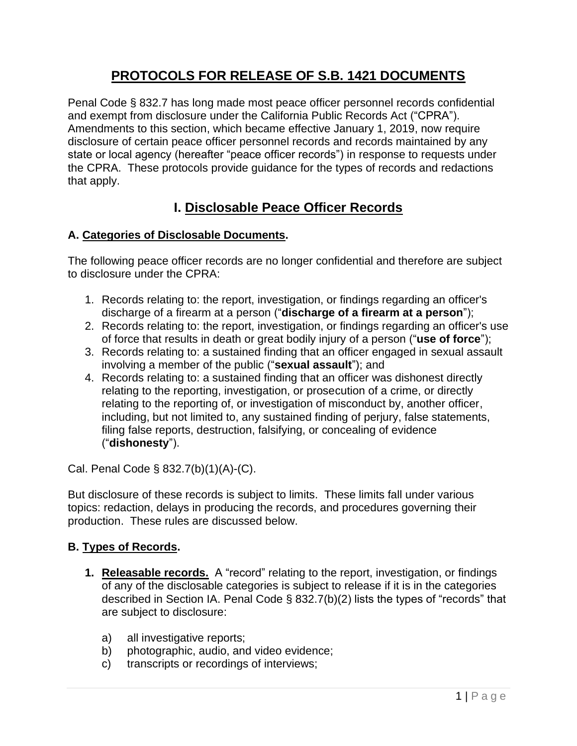# PROTOCOLS FOR RELEASE OF S.B. 1421 DOCUMENTS

Penal Code § 832.7 has long made most peace officer personnel records confidential and exempt from disclosure under the California Public Records Act ("CPRA"). Amendments to this section, which became effective January 1, 2019, now require disclosure of certain peace officer personnel records and records maintained by any state or local agency (hereafter "peace officer records") in response to requests under the CPRA. These protocols provide guidance for the types of records and redactions that apply.

## I. Disclosable Peace Officer Records

### A. Categories of Disclosable Documents.

The following peace officer records are no longer confidential and therefore are subject to disclosure under the CPRA:

1. Records relating to: the report, investigation, or findings regarding an officer's discharge of a firearm at a person ("**discharge of a firearm at a person**");
2. Records relating to: the report, investigation, or findings regarding an officer's use of force that results in death or great bodily injury of a person ("**use of force**");
3. Records relating to: a sustained finding that an officer engaged in sexual assault involving a member of the public ("**sexual assault**"); and
4. Records relating to: a sustained finding that an officer was dishonest directly relating to the reporting, investigation, or prosecution of a crime, or directly relating to the reporting of, or investigation of misconduct by, another officer, including, but not limited to, any sustained finding of perjury, false statements, filing false reports, destruction, falsifying, or concealing of evidence ("**dishonesty**").

Cal. Penal Code § 832.7(b)(1)(A)-(C).

But disclosure of these records is subject to limits. These limits fall under various topics: redaction, delays in producing the records, and procedures governing their production. These rules are discussed below.

### B. Types of Records.

1. **Releasable records.** A "record" relating to the report, investigation, or findings of any of the disclosable categories is subject to release if it is in the categories described in Section IA. Penal Code § 832.7(b)(2) lists the types of "records" that are subject to disclosure:

   a) all investigative reports;
   b) photographic, audio, and video evidence;
   c) transcripts or recordings of interviews;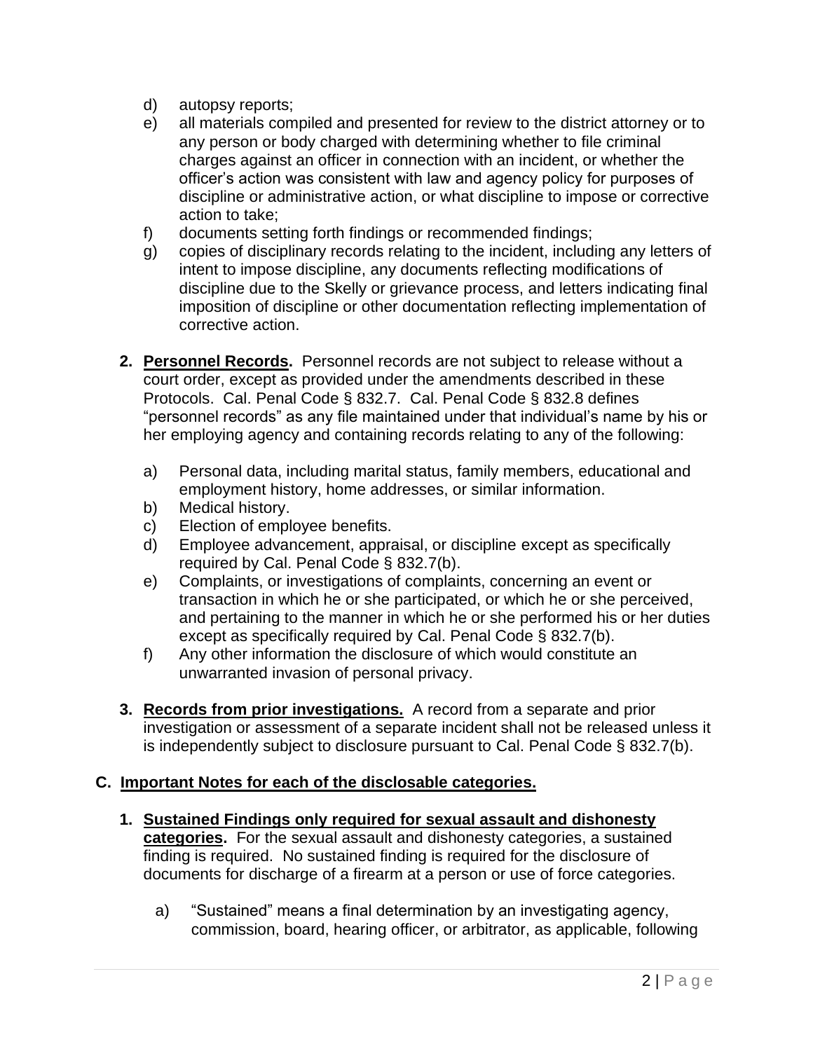d) autopsy reports;
e) all materials compiled and presented for review to the district attorney or to any person or body charged with determining whether to file criminal charges against an officer in connection with an incident, or whether the officer's action was consistent with law and agency policy for purposes of discipline or administrative action, or what discipline to impose or corrective action to take;
f) documents setting forth findings or recommended findings;
g) copies of disciplinary records relating to the incident, including any letters of intent to impose discipline, any documents reflecting modifications of discipline due to the Skelly or grievance process, and letters indicating final imposition of discipline or other documentation reflecting implementation of corrective action.

2. **Personnel Records.** Personnel records are not subject to release without a court order, except as provided under the amendments described in these Protocols. Cal. Penal Code § 832.7. Cal. Penal Code § 832.8 defines "personnel records" as any file maintained under that individual's name by his or her employing agency and containing records relating to any of the following:

   a) Personal data, including marital status, family members, educational and employment history, home addresses, or similar information.
   b) Medical history.
   c) Election of employee benefits.
   d) Employee advancement, appraisal, or discipline except as specifically required by Cal. Penal Code § 832.7(b).
   e) Complaints, or investigations of complaints, concerning an event or transaction in which he or she participated, or which he or she perceived, and pertaining to the manner in which he or she performed his or her duties except as specifically required by Cal. Penal Code § 832.7(b).
   f) Any other information the disclosure of which would constitute an unwarranted invasion of personal privacy.

3. **Records from prior investigations.** A record from a separate and prior investigation or assessment of a separate incident shall not be released unless it is independently subject to disclosure pursuant to Cal. Penal Code § 832.7(b).

## C. Important Notes for each of the disclosable categories.

1. **Sustained Findings only required for sexual assault and dishonesty categories.** For the sexual assault and dishonesty categories, a sustained finding is required. No sustained finding is required for the disclosure of documents for discharge of a firearm at a person or use of force categories.

   a) "Sustained" means a final determination by an investigating agency, commission, board, hearing officer, or arbitrator, as applicable, following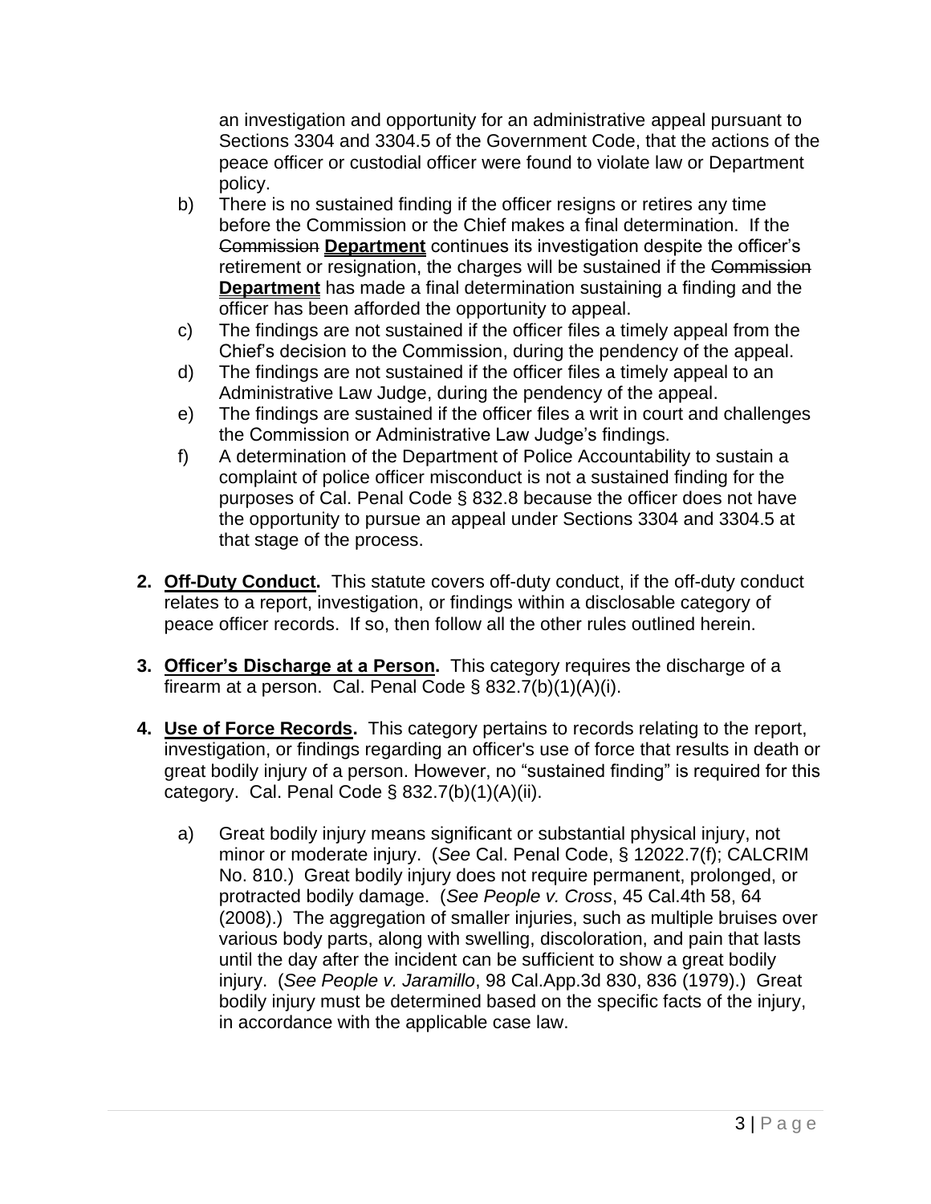an investigation and opportunity for an administrative appeal pursuant to Sections 3304 and 3304.5 of the Government Code, that the actions of the peace officer or custodial officer were found to violate law or Department policy.

b) There is no sustained finding if the officer resigns or retires any time before the Commission or the Chief makes a final determination. If the ~~Commission~~ **Department** continues its investigation despite the officer's retirement or resignation, the charges will be sustained if the ~~Commission~~ **Department** has made a final determination sustaining a finding and the officer has been afforded the opportunity to appeal.

c) The findings are not sustained if the officer files a timely appeal from the Chief's decision to the Commission, during the pendency of the appeal.

d) The findings are not sustained if the officer files a timely appeal to an Administrative Law Judge, during the pendency of the appeal.

e) The findings are sustained if the officer files a writ in court and challenges the Commission or Administrative Law Judge's findings.

f) A determination of the Department of Police Accountability to sustain a complaint of police officer misconduct is not a sustained finding for the purposes of Cal. Penal Code § 832.8 because the officer does not have the opportunity to pursue an appeal under Sections 3304 and 3304.5 at that stage of the process.

2. **Off-Duty Conduct.** This statute covers off-duty conduct, if the off-duty conduct relates to a report, investigation, or findings within a disclosable category of peace officer records. If so, then follow all the other rules outlined herein.

3. **Officer's Discharge at a Person.** This category requires the discharge of a firearm at a person. Cal. Penal Code § 832.7(b)(1)(A)(i).

4. **Use of Force Records.** This category pertains to records relating to the report, investigation, or findings regarding an officer's use of force that results in death or great bodily injury of a person. However, no "sustained finding" is required for this category. Cal. Penal Code § 832.7(b)(1)(A)(ii).

   a) Great bodily injury means significant or substantial physical injury, not minor or moderate injury. (*See* Cal. Penal Code, § 12022.7(f); CALCRIM No. 810.) Great bodily injury does not require permanent, prolonged, or protracted bodily damage. (*See People v. Cross*, 45 Cal.4th 58, 64 (2008).) The aggregation of smaller injuries, such as multiple bruises over various body parts, along with swelling, discoloration, and pain that lasts until the day after the incident can be sufficient to show a great bodily injury. (*See People v. Jaramillo*, 98 Cal.App.3d 830, 836 (1979).) Great bodily injury must be determined based on the specific facts of the injury, in accordance with the applicable case law.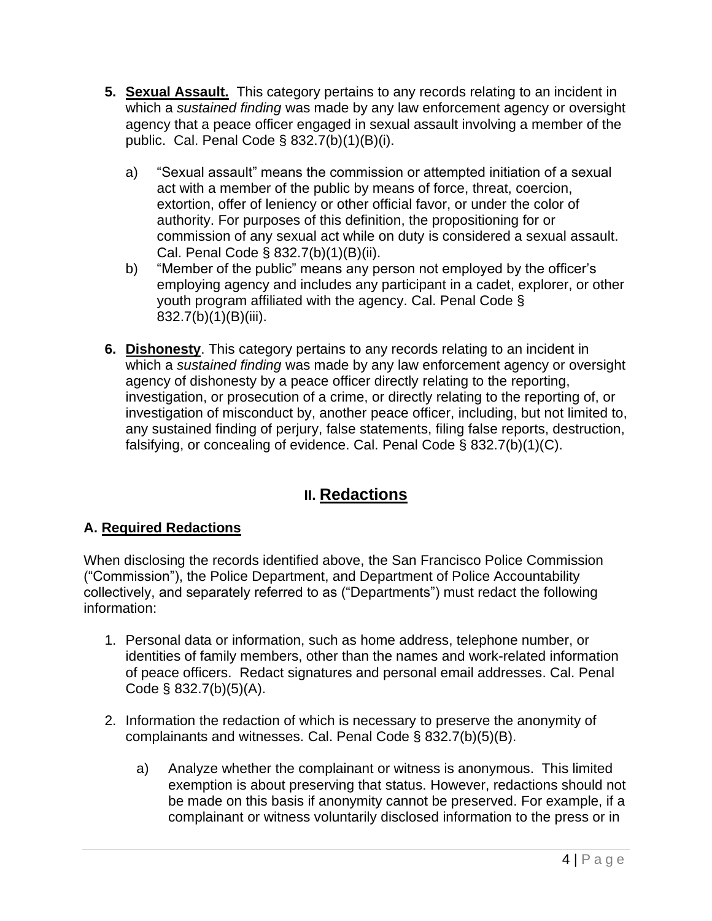5. **Sexual Assault.** This category pertains to any records relating to an incident in which a *sustained finding* was made by any law enforcement agency or oversight agency that a peace officer engaged in sexual assault involving a member of the public. Cal. Penal Code § 832.7(b)(1)(B)(i).

   a) "Sexual assault" means the commission or attempted initiation of a sexual act with a member of the public by means of force, threat, coercion, extortion, offer of leniency or other official favor, or under the color of authority. For purposes of this definition, the propositioning for or commission of any sexual act while on duty is considered a sexual assault. Cal. Penal Code § 832.7(b)(1)(B)(ii).

   b) "Member of the public" means any person not employed by the officer's employing agency and includes any participant in a cadet, explorer, or other youth program affiliated with the agency. Cal. Penal Code § 832.7(b)(1)(B)(iii).

6. **Dishonesty**. This category pertains to any records relating to an incident in which a *sustained finding* was made by any law enforcement agency or oversight agency of dishonesty by a peace officer directly relating to the reporting, investigation, or prosecution of a crime, or directly relating to the reporting of, or investigation of misconduct by, another peace officer, including, but not limited to, any sustained finding of perjury, false statements, filing false reports, destruction, falsifying, or concealing of evidence. Cal. Penal Code § 832.7(b)(1)(C).

## II. Redactions

### A. Required Redactions

When disclosing the records identified above, the San Francisco Police Commission ("Commission"), the Police Department, and Department of Police Accountability collectively, and separately referred to as ("Departments") must redact the following information:

1. Personal data or information, such as home address, telephone number, or identities of family members, other than the names and work-related information of peace officers. Redact signatures and personal email addresses. Cal. Penal Code § 832.7(b)(5)(A).

2. Information the redaction of which is necessary to preserve the anonymity of complainants and witnesses. Cal. Penal Code § 832.7(b)(5)(B).

   a) Analyze whether the complainant or witness is anonymous. This limited exemption is about preserving that status. However, redactions should not be made on this basis if anonymity cannot be preserved. For example, if a complainant or witness voluntarily disclosed information to the press or in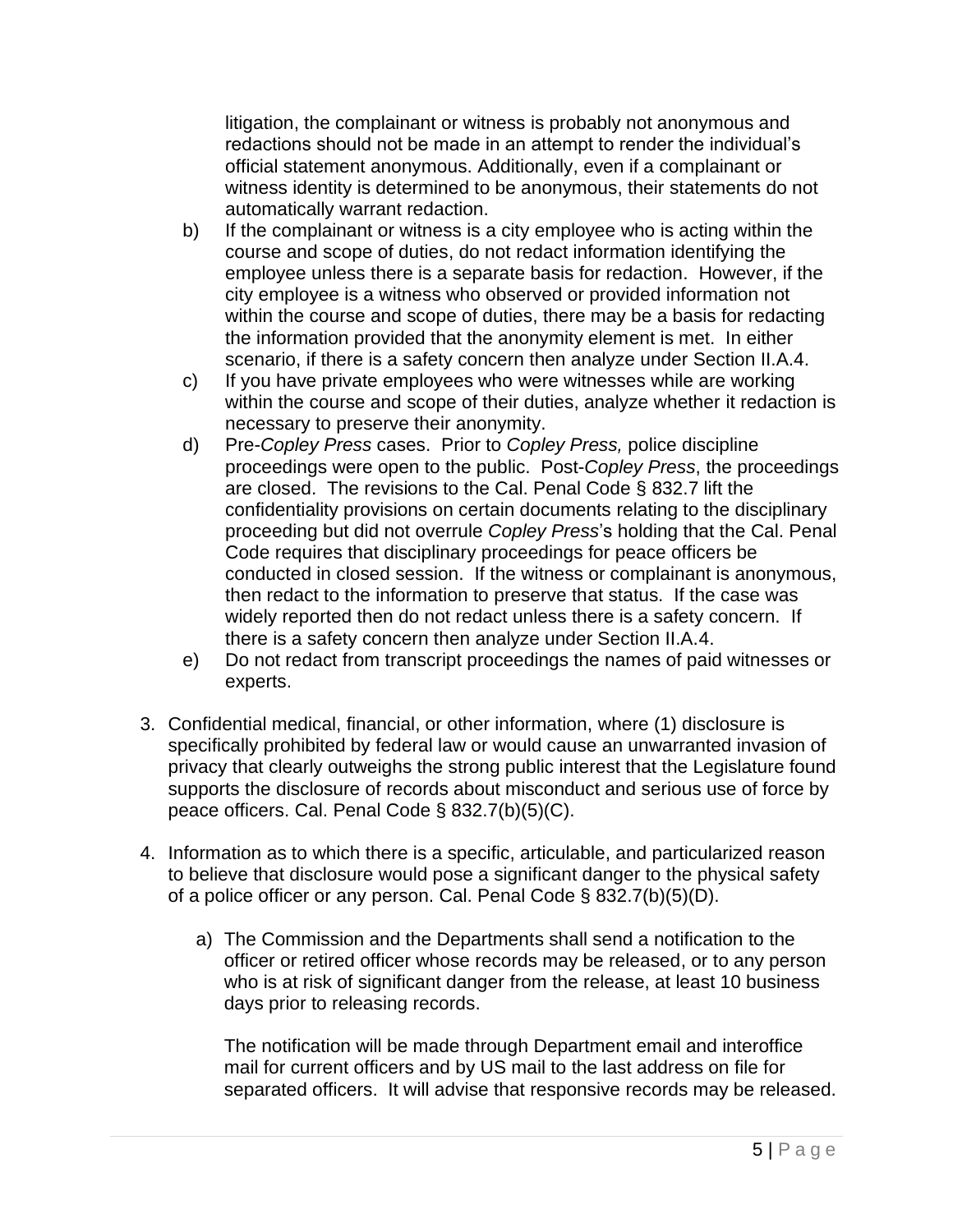litigation, the complainant or witness is probably not anonymous and redactions should not be made in an attempt to render the individual's official statement anonymous. Additionally, even if a complainant or witness identity is determined to be anonymous, their statements do not automatically warrant redaction.

b) If the complainant or witness is a city employee who is acting within the course and scope of duties, do not redact information identifying the employee unless there is a separate basis for redaction. However, if the city employee is a witness who observed or provided information not within the course and scope of duties, there may be a basis for redacting the information provided that the anonymity element is met. In either scenario, if there is a safety concern then analyze under Section II.A.4.

c) If you have private employees who were witnesses while are working within the course and scope of their duties, analyze whether it redaction is necessary to preserve their anonymity.

d) Pre-*Copley Press* cases. Prior to *Copley Press,* police discipline proceedings were open to the public. Post-*Copley Press*, the proceedings are closed. The revisions to the Cal. Penal Code § 832.7 lift the confidentiality provisions on certain documents relating to the disciplinary proceeding but did not overrule *Copley Press*'s holding that the Cal. Penal Code requires that disciplinary proceedings for peace officers be conducted in closed session. If the witness or complainant is anonymous, then redact to the information to preserve that status. If the case was widely reported then do not redact unless there is a safety concern. If there is a safety concern then analyze under Section II.A.4.

e) Do not redact from transcript proceedings the names of paid witnesses or experts.

3. Confidential medical, financial, or other information, where (1) disclosure is specifically prohibited by federal law or would cause an unwarranted invasion of privacy that clearly outweighs the strong public interest that the Legislature found supports the disclosure of records about misconduct and serious use of force by peace officers. Cal. Penal Code § 832.7(b)(5)(C).

4. Information as to which there is a specific, articulable, and particularized reason to believe that disclosure would pose a significant danger to the physical safety of a police officer or any person. Cal. Penal Code § 832.7(b)(5)(D).

   a) The Commission and the Departments shall send a notification to the officer or retired officer whose records may be released, or to any person who is at risk of significant danger from the release, at least 10 business days prior to releasing records.

      The notification will be made through Department email and interoffice mail for current officers and by US mail to the last address on file for separated officers. It will advise that responsive records may be released.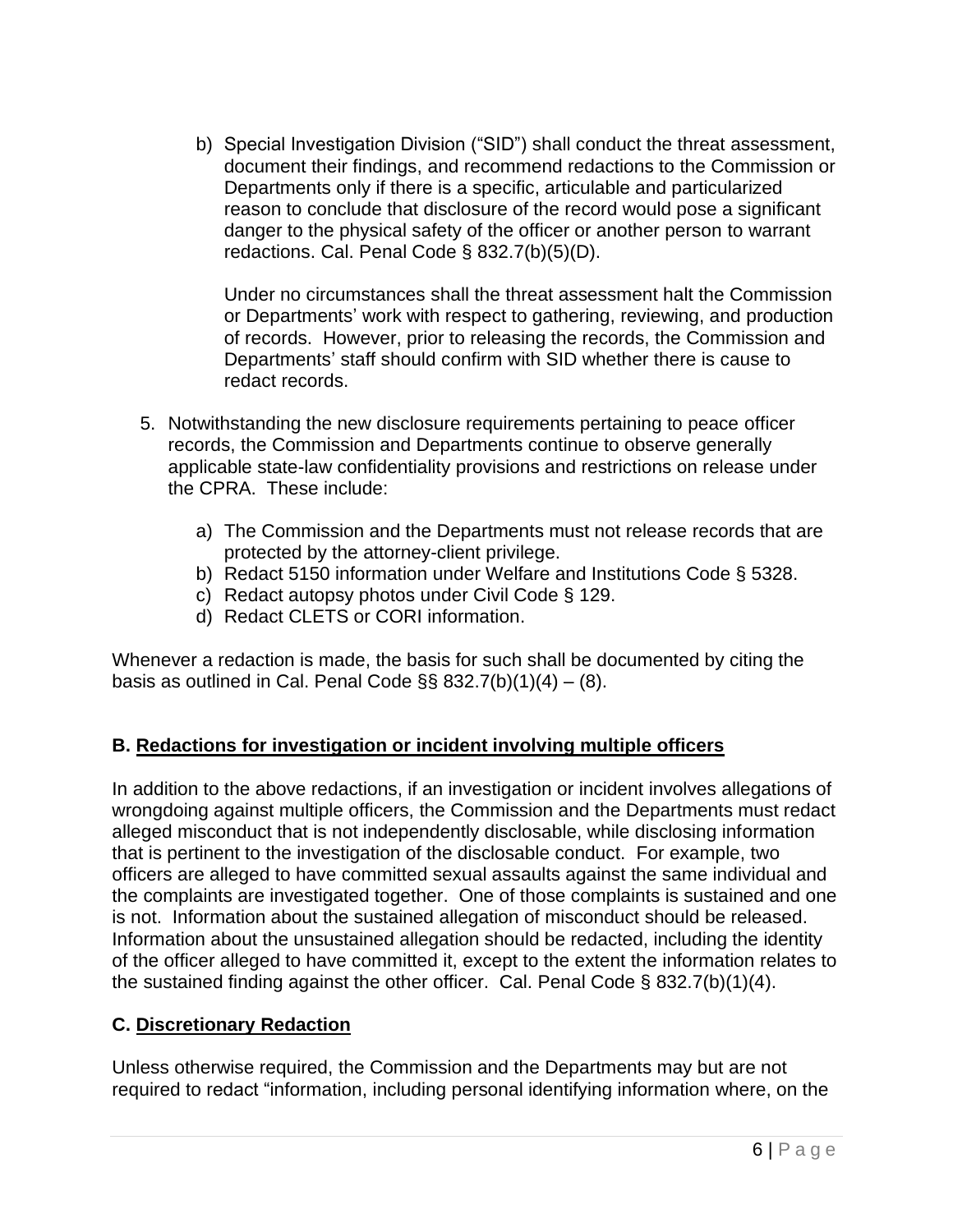b) Special Investigation Division ("SID") shall conduct the threat assessment, document their findings, and recommend redactions to the Commission or Departments only if there is a specific, articulable and particularized reason to conclude that disclosure of the record would pose a significant danger to the physical safety of the officer or another person to warrant redactions. Cal. Penal Code § 832.7(b)(5)(D).

   Under no circumstances shall the threat assessment halt the Commission or Departments' work with respect to gathering, reviewing, and production of records. However, prior to releasing the records, the Commission and Departments' staff should confirm with SID whether there is cause to redact records.

5. Notwithstanding the new disclosure requirements pertaining to peace officer records, the Commission and Departments continue to observe generally applicable state-law confidentiality provisions and restrictions on release under the CPRA. These include:

   a) The Commission and the Departments must not release records that are protected by the attorney-client privilege.
   b) Redact 5150 information under Welfare and Institutions Code § 5328.
   c) Redact autopsy photos under Civil Code § 129.
   d) Redact CLETS or CORI information.

Whenever a redaction is made, the basis for such shall be documented by citing the basis as outlined in Cal. Penal Code §§ 832.7(b)(1)(4) – (8).

### B. Redactions for investigation or incident involving multiple officers

In addition to the above redactions, if an investigation or incident involves allegations of wrongdoing against multiple officers, the Commission and the Departments must redact alleged misconduct that is not independently disclosable, while disclosing information that is pertinent to the investigation of the disclosable conduct. For example, two officers are alleged to have committed sexual assaults against the same individual and the complaints are investigated together. One of those complaints is sustained and one is not. Information about the sustained allegation of misconduct should be released. Information about the unsustained allegation should be redacted, including the identity of the officer alleged to have committed it, except to the extent the information relates to the sustained finding against the other officer. Cal. Penal Code § 832.7(b)(1)(4).

### C. Discretionary Redaction

Unless otherwise required, the Commission and the Departments may but are not required to redact "information, including personal identifying information where, on the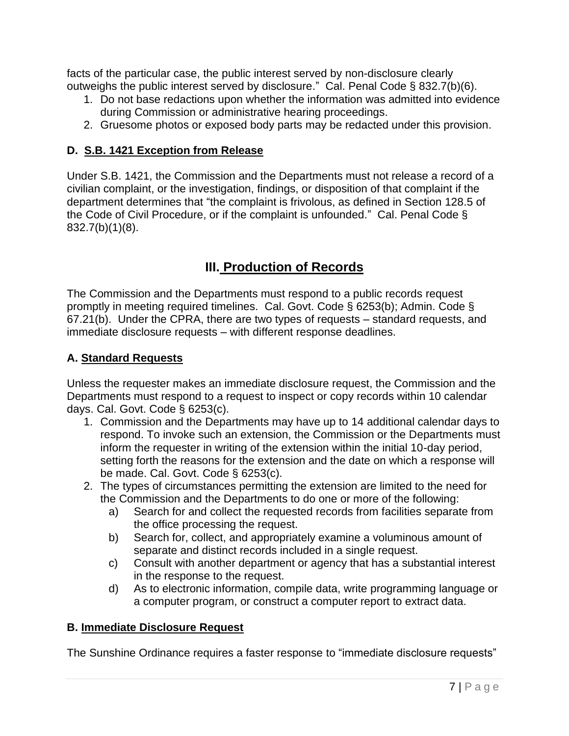facts of the particular case, the public interest served by non-disclosure clearly outweighs the public interest served by disclosure." Cal. Penal Code § 832.7(b)(6).

1. Do not base redactions upon whether the information was admitted into evidence during Commission or administrative hearing proceedings.
2. Gruesome photos or exposed body parts may be redacted under this provision.

### D. S.B. 1421 Exception from Release

Under S.B. 1421, the Commission and the Departments must not release a record of a civilian complaint, or the investigation, findings, or disposition of that complaint if the department determines that "the complaint is frivolous, as defined in Section 128.5 of the Code of Civil Procedure, or if the complaint is unfounded." Cal. Penal Code § 832.7(b)(1)(8).

## III. Production of Records

The Commission and the Departments must respond to a public records request promptly in meeting required timelines. Cal. Govt. Code § 6253(b); Admin. Code § 67.21(b). Under the CPRA, there are two types of requests – standard requests, and immediate disclosure requests – with different response deadlines.

### A. Standard Requests

Unless the requester makes an immediate disclosure request, the Commission and the Departments must respond to a request to inspect or copy records within 10 calendar days. Cal. Govt. Code § 6253(c).

1. Commission and the Departments may have up to 14 additional calendar days to respond. To invoke such an extension, the Commission or the Departments must inform the requester in writing of the extension within the initial 10-day period, setting forth the reasons for the extension and the date on which a response will be made. Cal. Govt. Code § 6253(c).
2. The types of circumstances permitting the extension are limited to the need for the Commission and the Departments to do one or more of the following:
   a) Search for and collect the requested records from facilities separate from the office processing the request.
   b) Search for, collect, and appropriately examine a voluminous amount of separate and distinct records included in a single request.
   c) Consult with another department or agency that has a substantial interest in the response to the request.
   d) As to electronic information, compile data, write programming language or a computer program, or construct a computer report to extract data.

### B. Immediate Disclosure Request

The Sunshine Ordinance requires a faster response to "immediate disclosure requests"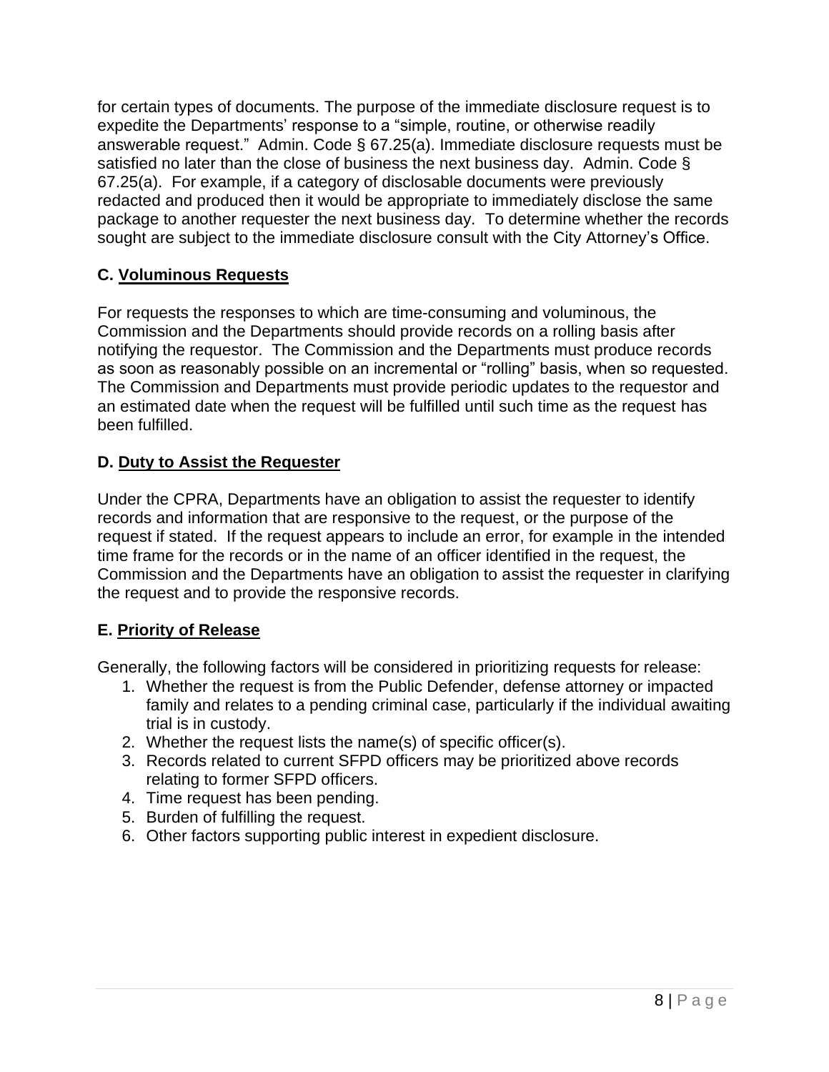for certain types of documents. The purpose of the immediate disclosure request is to expedite the Departments' response to a "simple, routine, or otherwise readily answerable request." Admin. Code § 67.25(a). Immediate disclosure requests must be satisfied no later than the close of business the next business day. Admin. Code § 67.25(a). For example, if a category of disclosable documents were previously redacted and produced then it would be appropriate to immediately disclose the same package to another requester the next business day. To determine whether the records sought are subject to the immediate disclosure consult with the City Attorney's Office.

### C. <u>Voluminous Requests</u>

For requests the responses to which are time-consuming and voluminous, the Commission and the Departments should provide records on a rolling basis after notifying the requestor. The Commission and the Departments must produce records as soon as reasonably possible on an incremental or "rolling" basis, when so requested. The Commission and Departments must provide periodic updates to the requestor and an estimated date when the request will be fulfilled until such time as the request has been fulfilled.

### D. <u>Duty to Assist the Requester</u>

Under the CPRA, Departments have an obligation to assist the requester to identify records and information that are responsive to the request, or the purpose of the request if stated. If the request appears to include an error, for example in the intended time frame for the records or in the name of an officer identified in the request, the Commission and the Departments have an obligation to assist the requester in clarifying the request and to provide the responsive records.

### E. <u>Priority of Release</u>

Generally, the following factors will be considered in prioritizing requests for release:

1. Whether the request is from the Public Defender, defense attorney or impacted family and relates to a pending criminal case, particularly if the individual awaiting trial is in custody.
2. Whether the request lists the name(s) of specific officer(s).
3. Records related to current SFPD officers may be prioritized above records relating to former SFPD officers.
4. Time request has been pending.
5. Burden of fulfilling the request.
6. Other factors supporting public interest in expedient disclosure.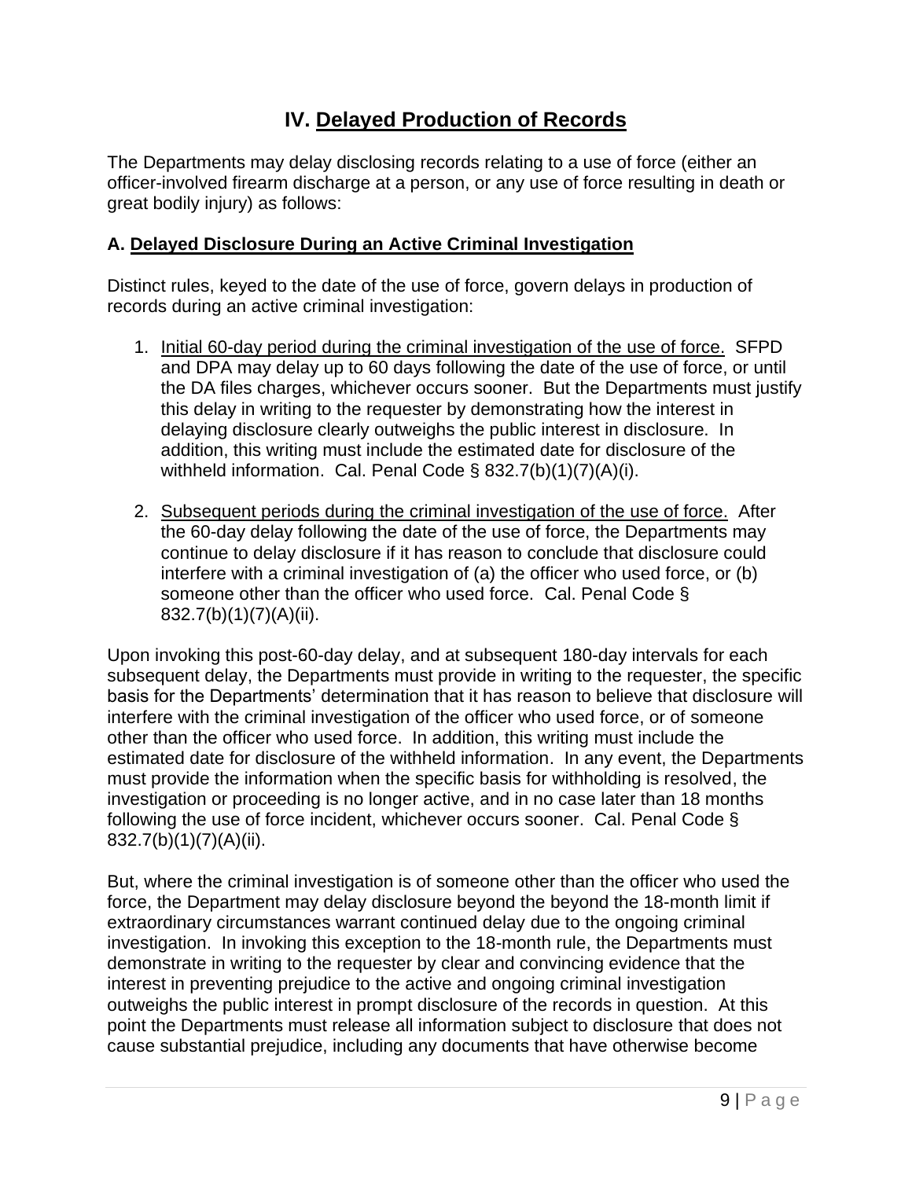# IV. Delayed Production of Records

The Departments may delay disclosing records relating to a use of force (either an officer-involved firearm discharge at a person, or any use of force resulting in death or great bodily injury) as follows:

## A. Delayed Disclosure During an Active Criminal Investigation

Distinct rules, keyed to the date of the use of force, govern delays in production of records during an active criminal investigation:

1. Initial 60-day period during the criminal investigation of the use of force. SFPD and DPA may delay up to 60 days following the date of the use of force, or until the DA files charges, whichever occurs sooner. But the Departments must justify this delay in writing to the requester by demonstrating how the interest in delaying disclosure clearly outweighs the public interest in disclosure. In addition, this writing must include the estimated date for disclosure of the withheld information. Cal. Penal Code § 832.7(b)(1)(7)(A)(i).

2. Subsequent periods during the criminal investigation of the use of force. After the 60-day delay following the date of the use of force, the Departments may continue to delay disclosure if it has reason to conclude that disclosure could interfere with a criminal investigation of (a) the officer who used force, or (b) someone other than the officer who used force. Cal. Penal Code § 832.7(b)(1)(7)(A)(ii).

Upon invoking this post-60-day delay, and at subsequent 180-day intervals for each subsequent delay, the Departments must provide in writing to the requester, the specific basis for the Departments' determination that it has reason to believe that disclosure will interfere with the criminal investigation of the officer who used force, or of someone other than the officer who used force. In addition, this writing must include the estimated date for disclosure of the withheld information. In any event, the Departments must provide the information when the specific basis for withholding is resolved, the investigation or proceeding is no longer active, and in no case later than 18 months following the use of force incident, whichever occurs sooner. Cal. Penal Code § 832.7(b)(1)(7)(A)(ii).

But, where the criminal investigation is of someone other than the officer who used the force, the Department may delay disclosure beyond the beyond the 18-month limit if extraordinary circumstances warrant continued delay due to the ongoing criminal investigation. In invoking this exception to the 18-month rule, the Departments must demonstrate in writing to the requester by clear and convincing evidence that the interest in preventing prejudice to the active and ongoing criminal investigation outweighs the public interest in prompt disclosure of the records in question. At this point the Departments must release all information subject to disclosure that does not cause substantial prejudice, including any documents that have otherwise become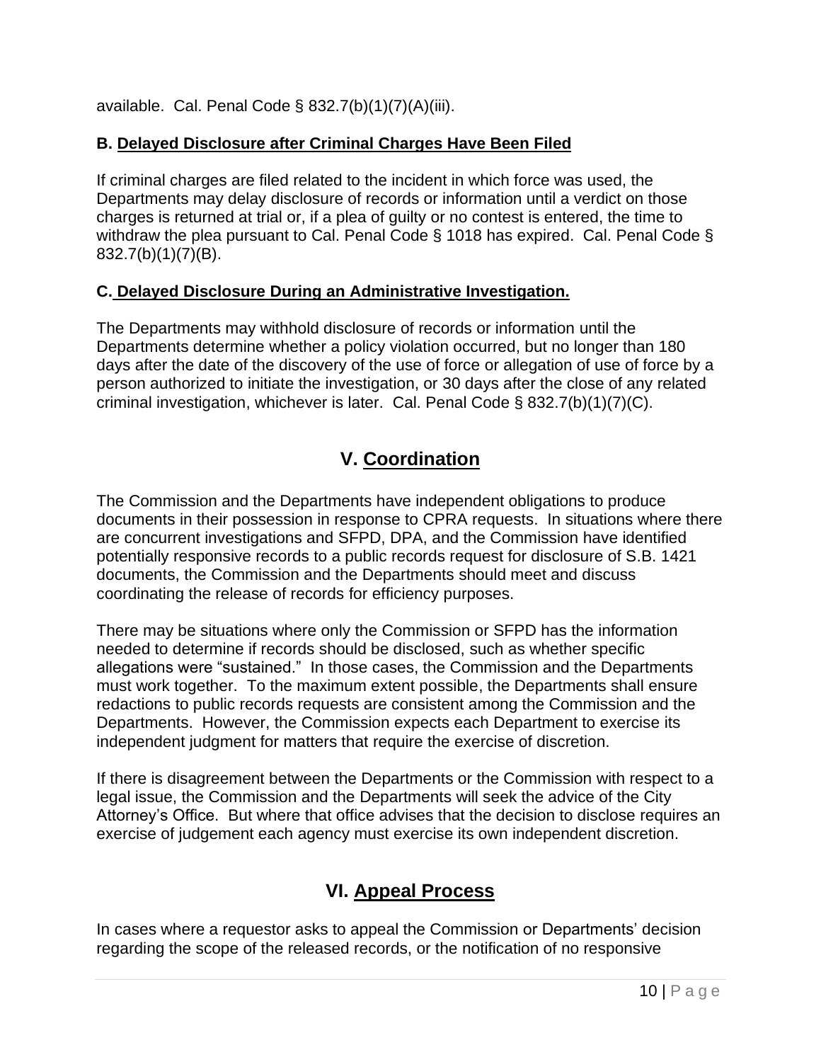available. Cal. Penal Code § 832.7(b)(1)(7)(A)(iii).

### B. Delayed Disclosure after Criminal Charges Have Been Filed

If criminal charges are filed related to the incident in which force was used, the Departments may delay disclosure of records or information until a verdict on those charges is returned at trial or, if a plea of guilty or no contest is entered, the time to withdraw the plea pursuant to Cal. Penal Code § 1018 has expired. Cal. Penal Code § 832.7(b)(1)(7)(B).

### C. Delayed Disclosure During an Administrative Investigation.

The Departments may withhold disclosure of records or information until the Departments determine whether a policy violation occurred, but no longer than 180 days after the date of the discovery of the use of force or allegation of use of force by a person authorized to initiate the investigation, or 30 days after the close of any related criminal investigation, whichever is later. Cal. Penal Code § 832.7(b)(1)(7)(C).

## V. Coordination

The Commission and the Departments have independent obligations to produce documents in their possession in response to CPRA requests. In situations where there are concurrent investigations and SFPD, DPA, and the Commission have identified potentially responsive records to a public records request for disclosure of S.B. 1421 documents, the Commission and the Departments should meet and discuss coordinating the release of records for efficiency purposes.

There may be situations where only the Commission or SFPD has the information needed to determine if records should be disclosed, such as whether specific allegations were "sustained." In those cases, the Commission and the Departments must work together. To the maximum extent possible, the Departments shall ensure redactions to public records requests are consistent among the Commission and the Departments. However, the Commission expects each Department to exercise its independent judgment for matters that require the exercise of discretion.

If there is disagreement between the Departments or the Commission with respect to a legal issue, the Commission and the Departments will seek the advice of the City Attorney's Office. But where that office advises that the decision to disclose requires an exercise of judgement each agency must exercise its own independent discretion.

## VI. Appeal Process

In cases where a requestor asks to appeal the Commission or Departments' decision regarding the scope of the released records, or the notification of no responsive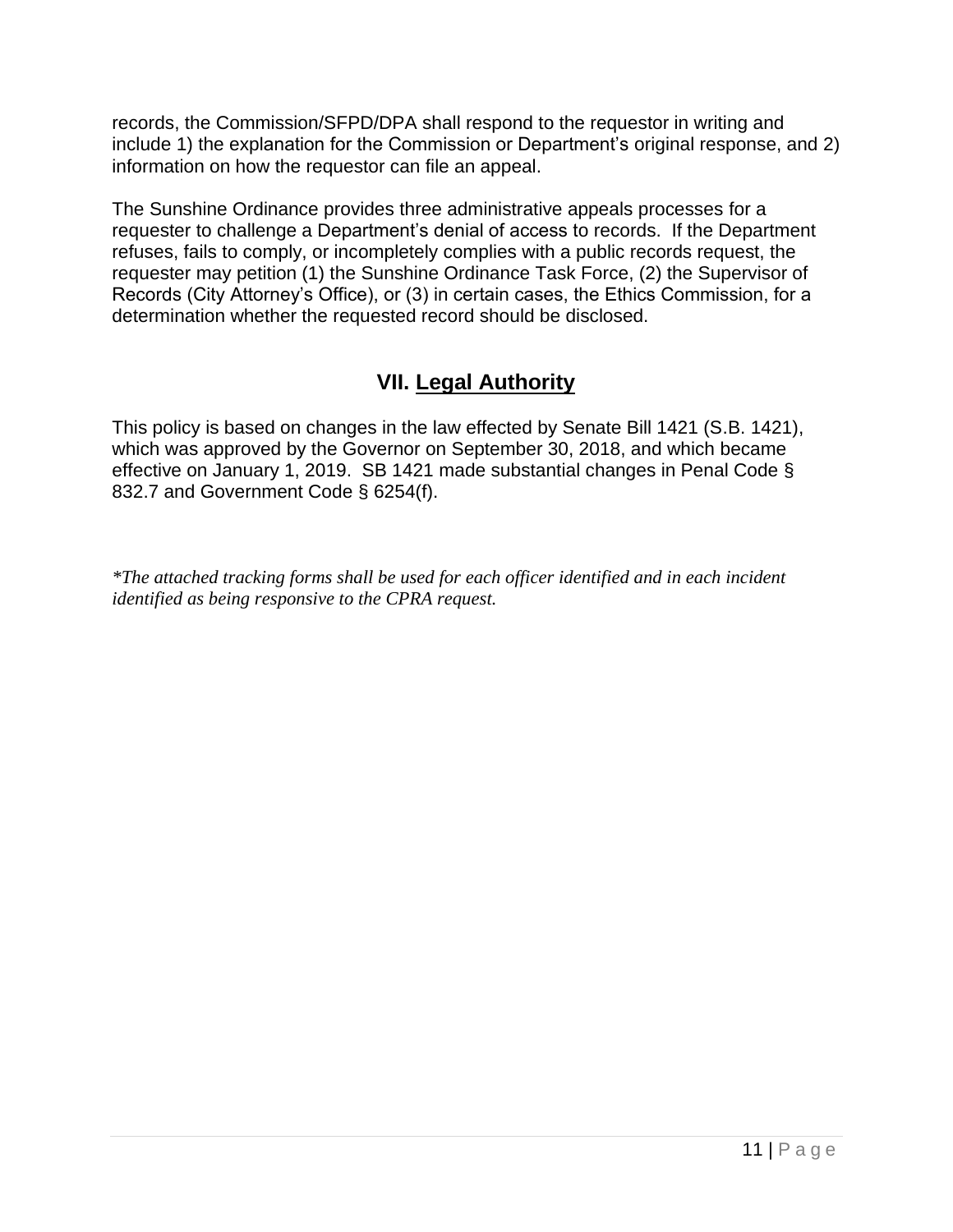records, the Commission/SFPD/DPA shall respond to the requestor in writing and include 1) the explanation for the Commission or Department's original response, and 2) information on how the requestor can file an appeal.

The Sunshine Ordinance provides three administrative appeals processes for a requester to challenge a Department's denial of access to records. If the Department refuses, fails to comply, or incompletely complies with a public records request, the requester may petition (1) the Sunshine Ordinance Task Force, (2) the Supervisor of Records (City Attorney's Office), or (3) in certain cases, the Ethics Commission, for a determination whether the requested record should be disclosed.

## VII. Legal Authority

This policy is based on changes in the law effected by Senate Bill 1421 (S.B. 1421), which was approved by the Governor on September 30, 2018, and which became effective on January 1, 2019. SB 1421 made substantial changes in Penal Code § 832.7 and Government Code § 6254(f).

*\*The attached tracking forms shall be used for each officer identified and in each incident identified as being responsive to the CPRA request.*